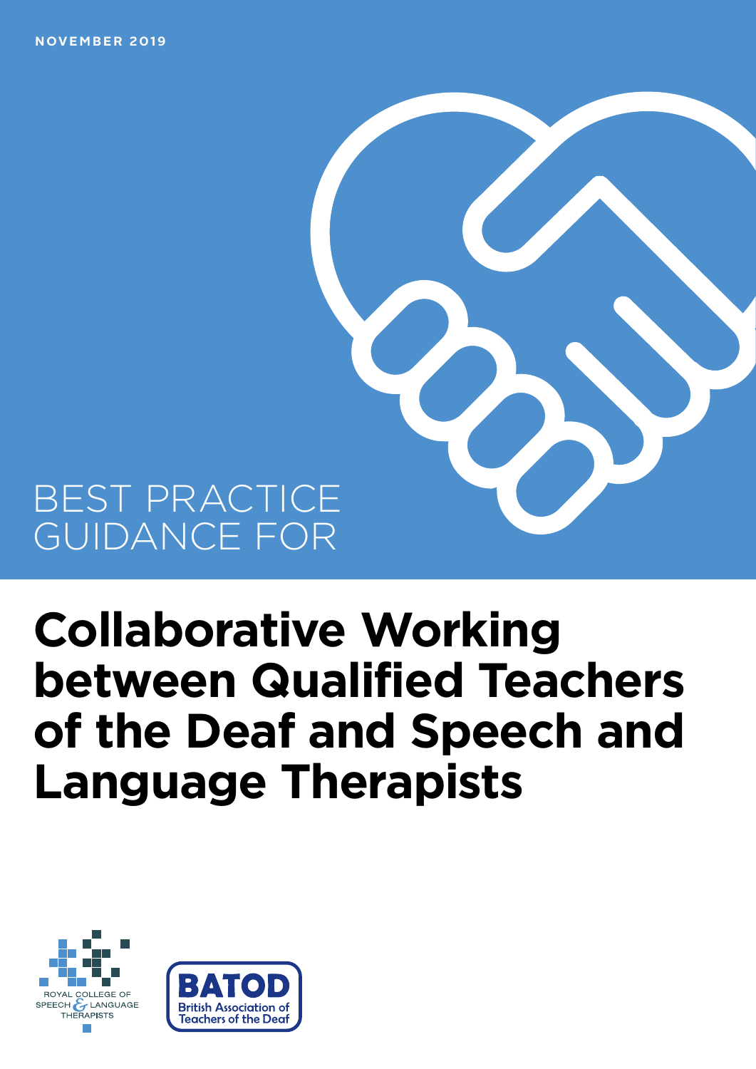NOVEMBER 2019

BEST PRACTICE GUIDANCE FOR

# Collaborative Working between Qualified Teachers of the Deaf and Speech and Language Therapists

ROYAL COLLEGE OF SPEECH & LANGUAGE THERAPISTS

BATOD British Association of Teachers of the Deaf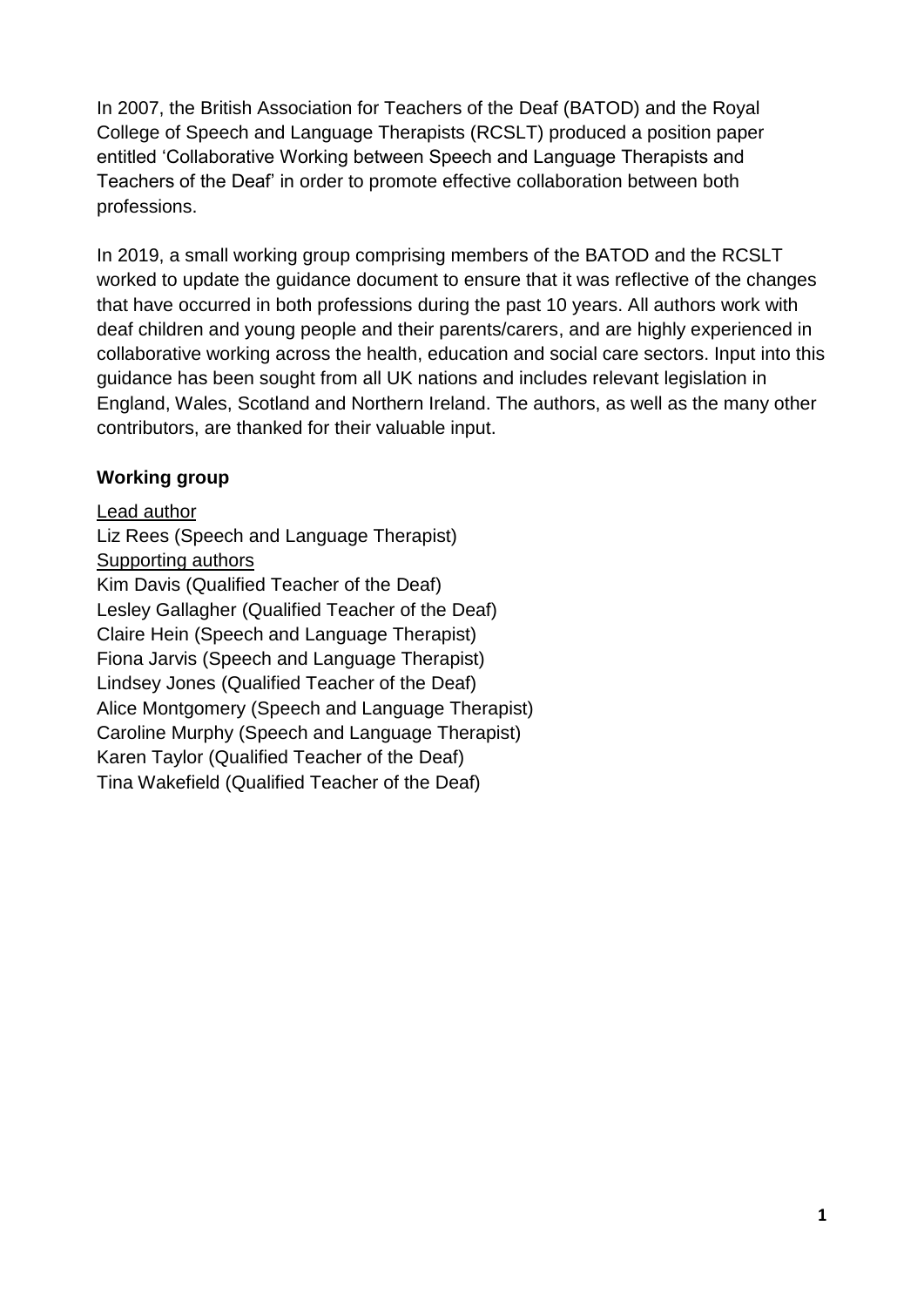In 2007, the British Association for Teachers of the Deaf (BATOD) and the Royal College of Speech and Language Therapists (RCSLT) produced a position paper entitled 'Collaborative Working between Speech and Language Therapists and Teachers of the Deaf' in order to promote effective collaboration between both professions.

In 2019, a small working group comprising members of the BATOD and the RCSLT worked to update the guidance document to ensure that it was reflective of the changes that have occurred in both professions during the past 10 years. All authors work with deaf children and young people and their parents/carers, and are highly experienced in collaborative working across the health, education and social care sectors. Input into this guidance has been sought from all UK nations and includes relevant legislation in England, Wales, Scotland and Northern Ireland. The authors, as well as the many other contributors, are thanked for their valuable input.

**Working group**

Lead author
Liz Rees (Speech and Language Therapist)
Supporting authors
Kim Davis (Qualified Teacher of the Deaf)
Lesley Gallagher (Qualified Teacher of the Deaf)
Claire Hein (Speech and Language Therapist)
Fiona Jarvis (Speech and Language Therapist)
Lindsey Jones (Qualified Teacher of the Deaf)
Alice Montgomery (Speech and Language Therapist)
Caroline Murphy (Speech and Language Therapist)
Karen Taylor (Qualified Teacher of the Deaf)
Tina Wakefield (Qualified Teacher of the Deaf)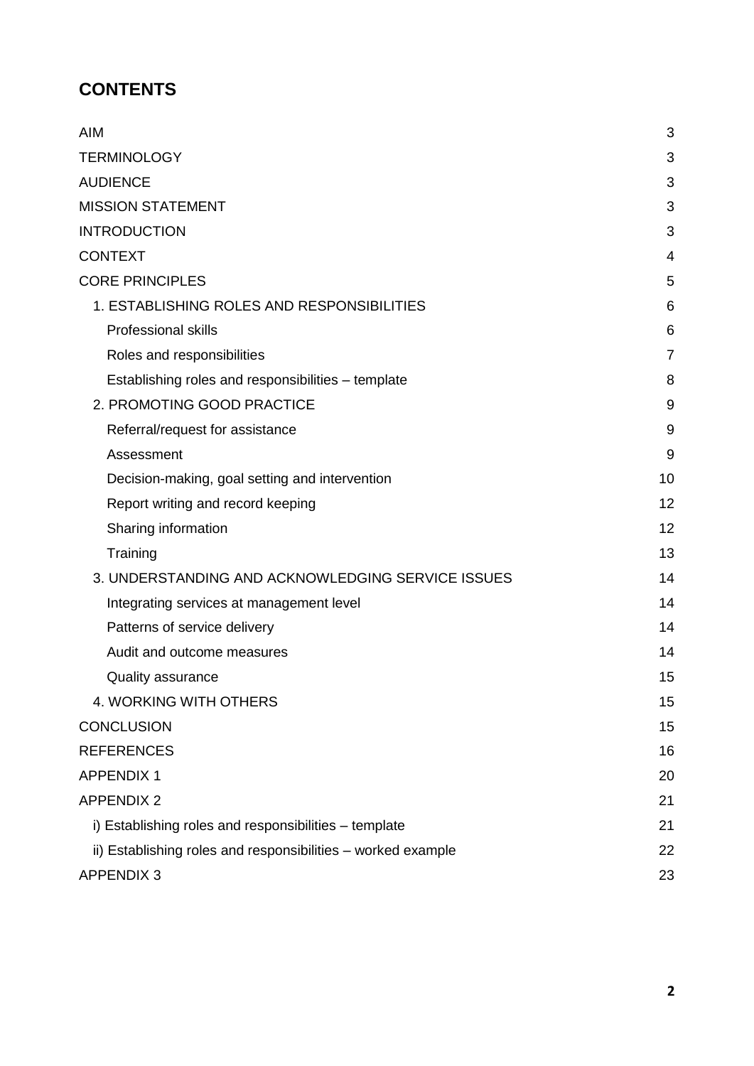## CONTENTS

| | |
|---|---|
| AIM | 3 |
| TERMINOLOGY | 3 |
| AUDIENCE | 3 |
| MISSION STATEMENT | 3 |
| INTRODUCTION | 3 |
| CONTEXT | 4 |
| CORE PRINCIPLES | 5 |
| 1. ESTABLISHING ROLES AND RESPONSIBILITIES | 6 |
| Professional skills | 6 |
| Roles and responsibilities | 7 |
| Establishing roles and responsibilities – template | 8 |
| 2. PROMOTING GOOD PRACTICE | 9 |
| Referral/request for assistance | 9 |
| Assessment | 9 |
| Decision-making, goal setting and intervention | 10 |
| Report writing and record keeping | 12 |
| Sharing information | 12 |
| Training | 13 |
| 3. UNDERSTANDING AND ACKNOWLEDGING SERVICE ISSUES | 14 |
| Integrating services at management level | 14 |
| Patterns of service delivery | 14 |
| Audit and outcome measures | 14 |
| Quality assurance | 15 |
| 4. WORKING WITH OTHERS | 15 |
| CONCLUSION | 15 |
| REFERENCES | 16 |
| APPENDIX 1 | 20 |
| APPENDIX 2 | 21 |
| i) Establishing roles and responsibilities – template | 21 |
| ii) Establishing roles and responsibilities – worked example | 22 |
| APPENDIX 3 | 23 |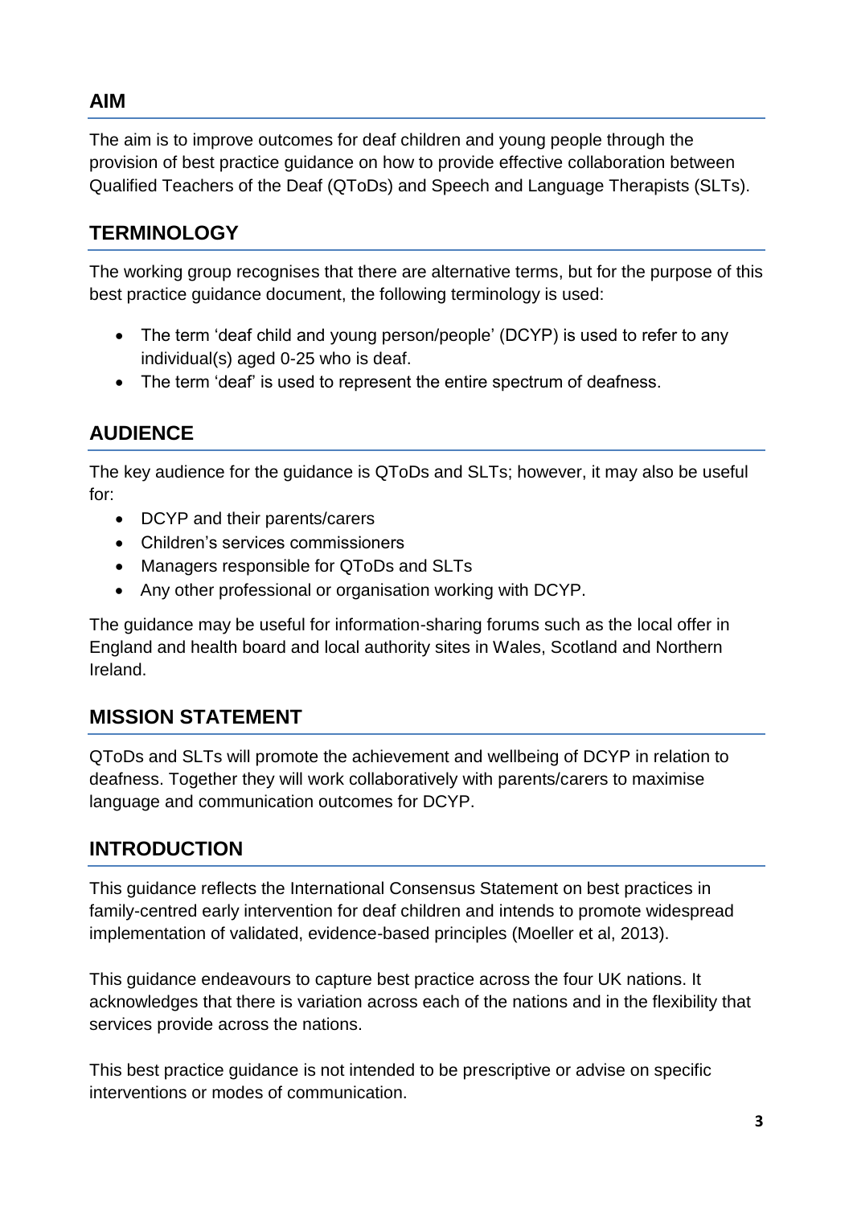## AIM

The aim is to improve outcomes for deaf children and young people through the provision of best practice guidance on how to provide effective collaboration between Qualified Teachers of the Deaf (QToDs) and Speech and Language Therapists (SLTs).

## TERMINOLOGY

The working group recognises that there are alternative terms, but for the purpose of this best practice guidance document, the following terminology is used:

- The term 'deaf child and young person/people' (DCYP) is used to refer to any individual(s) aged 0-25 who is deaf.
- The term 'deaf' is used to represent the entire spectrum of deafness.

## AUDIENCE

The key audience for the guidance is QToDs and SLTs; however, it may also be useful for:

- DCYP and their parents/carers
- Children's services commissioners
- Managers responsible for QToDs and SLTs
- Any other professional or organisation working with DCYP.

The guidance may be useful for information-sharing forums such as the local offer in England and health board and local authority sites in Wales, Scotland and Northern Ireland.

## MISSION STATEMENT

QToDs and SLTs will promote the achievement and wellbeing of DCYP in relation to deafness. Together they will work collaboratively with parents/carers to maximise language and communication outcomes for DCYP.

## INTRODUCTION

This guidance reflects the International Consensus Statement on best practices in family-centred early intervention for deaf children and intends to promote widespread implementation of validated, evidence-based principles (Moeller et al, 2013).

This guidance endeavours to capture best practice across the four UK nations. It acknowledges that there is variation across each of the nations and in the flexibility that services provide across the nations.

This best practice guidance is not intended to be prescriptive or advise on specific interventions or modes of communication.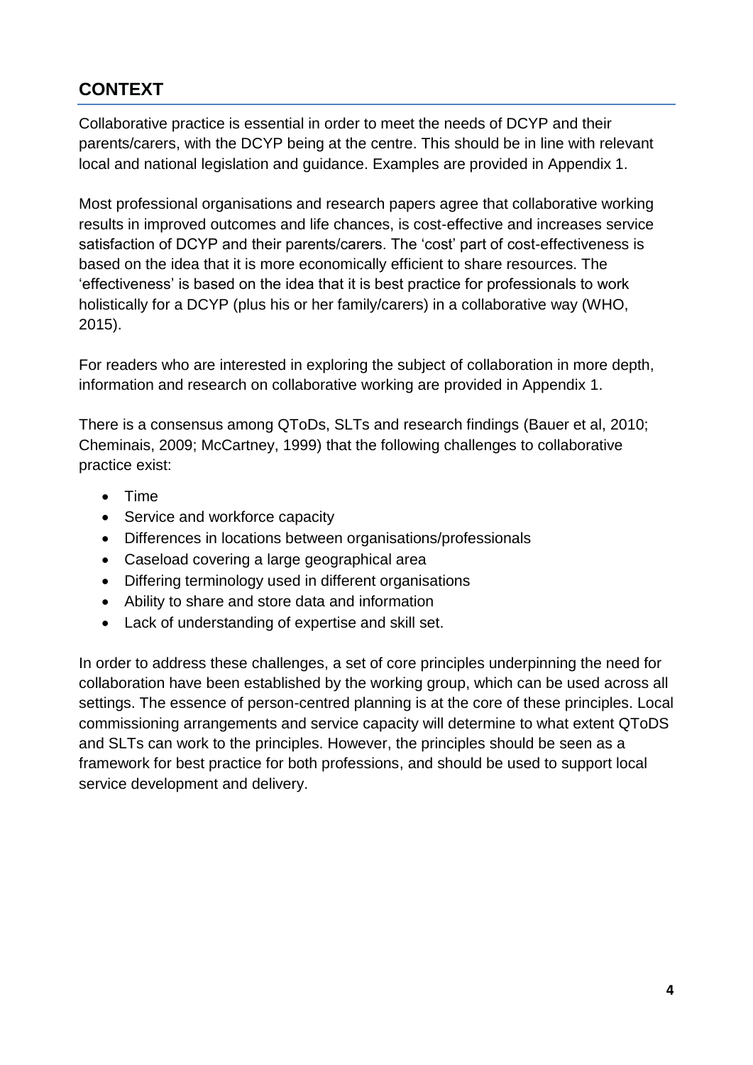## CONTEXT

Collaborative practice is essential in order to meet the needs of DCYP and their parents/carers, with the DCYP being at the centre. This should be in line with relevant local and national legislation and guidance. Examples are provided in Appendix 1.

Most professional organisations and research papers agree that collaborative working results in improved outcomes and life chances, is cost-effective and increases service satisfaction of DCYP and their parents/carers. The 'cost' part of cost-effectiveness is based on the idea that it is more economically efficient to share resources. The 'effectiveness' is based on the idea that it is best practice for professionals to work holistically for a DCYP (plus his or her family/carers) in a collaborative way (WHO, 2015).

For readers who are interested in exploring the subject of collaboration in more depth, information and research on collaborative working are provided in Appendix 1.

There is a consensus among QToDs, SLTs and research findings (Bauer et al, 2010; Cheminais, 2009; McCartney, 1999) that the following challenges to collaborative practice exist:

- Time
- Service and workforce capacity
- Differences in locations between organisations/professionals
- Caseload covering a large geographical area
- Differing terminology used in different organisations
- Ability to share and store data and information
- Lack of understanding of expertise and skill set.

In order to address these challenges, a set of core principles underpinning the need for collaboration have been established by the working group, which can be used across all settings. The essence of person-centred planning is at the core of these principles. Local commissioning arrangements and service capacity will determine to what extent QToDS and SLTs can work to the principles. However, the principles should be seen as a framework for best practice for both professions, and should be used to support local service development and delivery.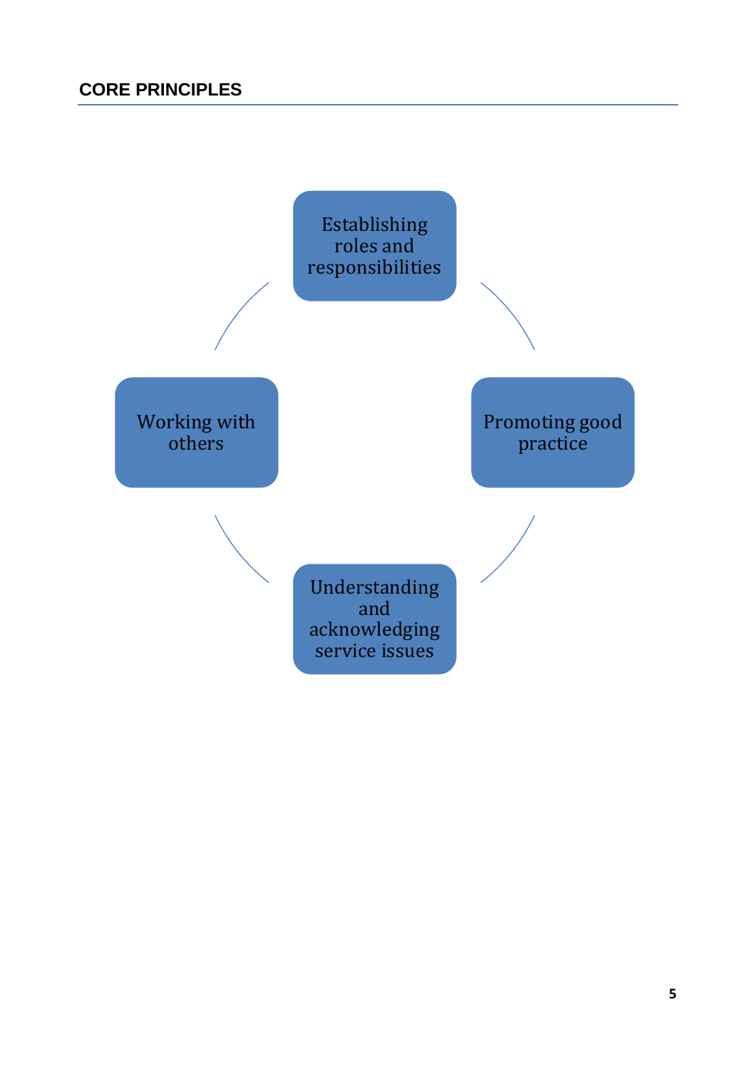## CORE PRINCIPLES

- Establishing roles and responsibilities
- Promoting good practice
- Understanding and acknowledging service issues
- Working with others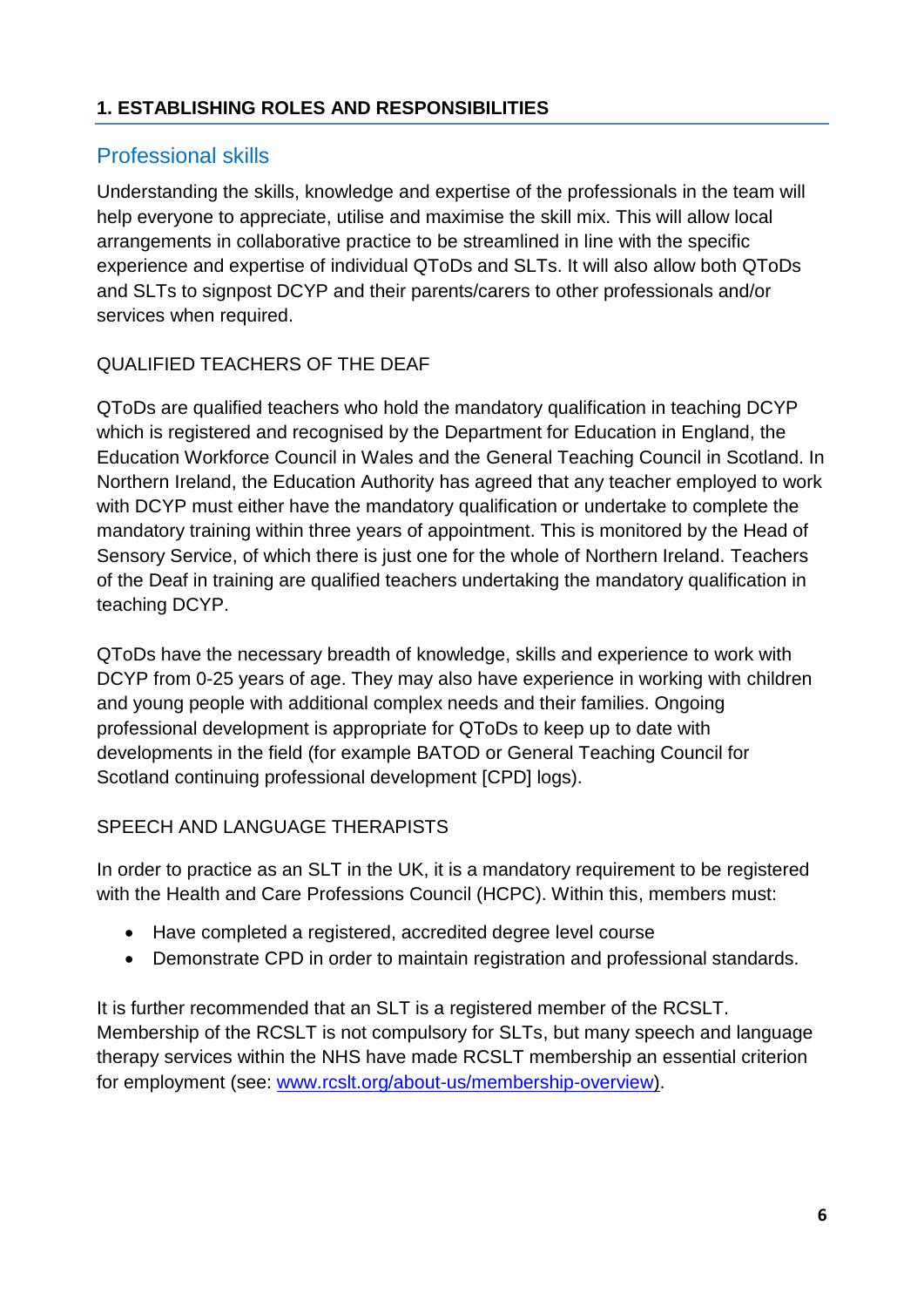## 1. ESTABLISHING ROLES AND RESPONSIBILITIES

### Professional skills

Understanding the skills, knowledge and expertise of the professionals in the team will help everyone to appreciate, utilise and maximise the skill mix. This will allow local arrangements in collaborative practice to be streamlined in line with the specific experience and expertise of individual QToDs and SLTs. It will also allow both QToDs and SLTs to signpost DCYP and their parents/carers to other professionals and/or services when required.

#### QUALIFIED TEACHERS OF THE DEAF

QToDs are qualified teachers who hold the mandatory qualification in teaching DCYP which is registered and recognised by the Department for Education in England, the Education Workforce Council in Wales and the General Teaching Council in Scotland. In Northern Ireland, the Education Authority has agreed that any teacher employed to work with DCYP must either have the mandatory qualification or undertake to complete the mandatory training within three years of appointment. This is monitored by the Head of Sensory Service, of which there is just one for the whole of Northern Ireland. Teachers of the Deaf in training are qualified teachers undertaking the mandatory qualification in teaching DCYP.

QToDs have the necessary breadth of knowledge, skills and experience to work with DCYP from 0-25 years of age. They may also have experience in working with children and young people with additional complex needs and their families. Ongoing professional development is appropriate for QToDs to keep up to date with developments in the field (for example BATOD or General Teaching Council for Scotland continuing professional development [CPD] logs).

#### SPEECH AND LANGUAGE THERAPISTS

In order to practice as an SLT in the UK, it is a mandatory requirement to be registered with the Health and Care Professions Council (HCPC). Within this, members must:

- Have completed a registered, accredited degree level course
- Demonstrate CPD in order to maintain registration and professional standards.

It is further recommended that an SLT is a registered member of the RCSLT. Membership of the RCSLT is not compulsory for SLTs, but many speech and language therapy services within the NHS have made RCSLT membership an essential criterion for employment (see: www.rcslt.org/about-us/membership-overview).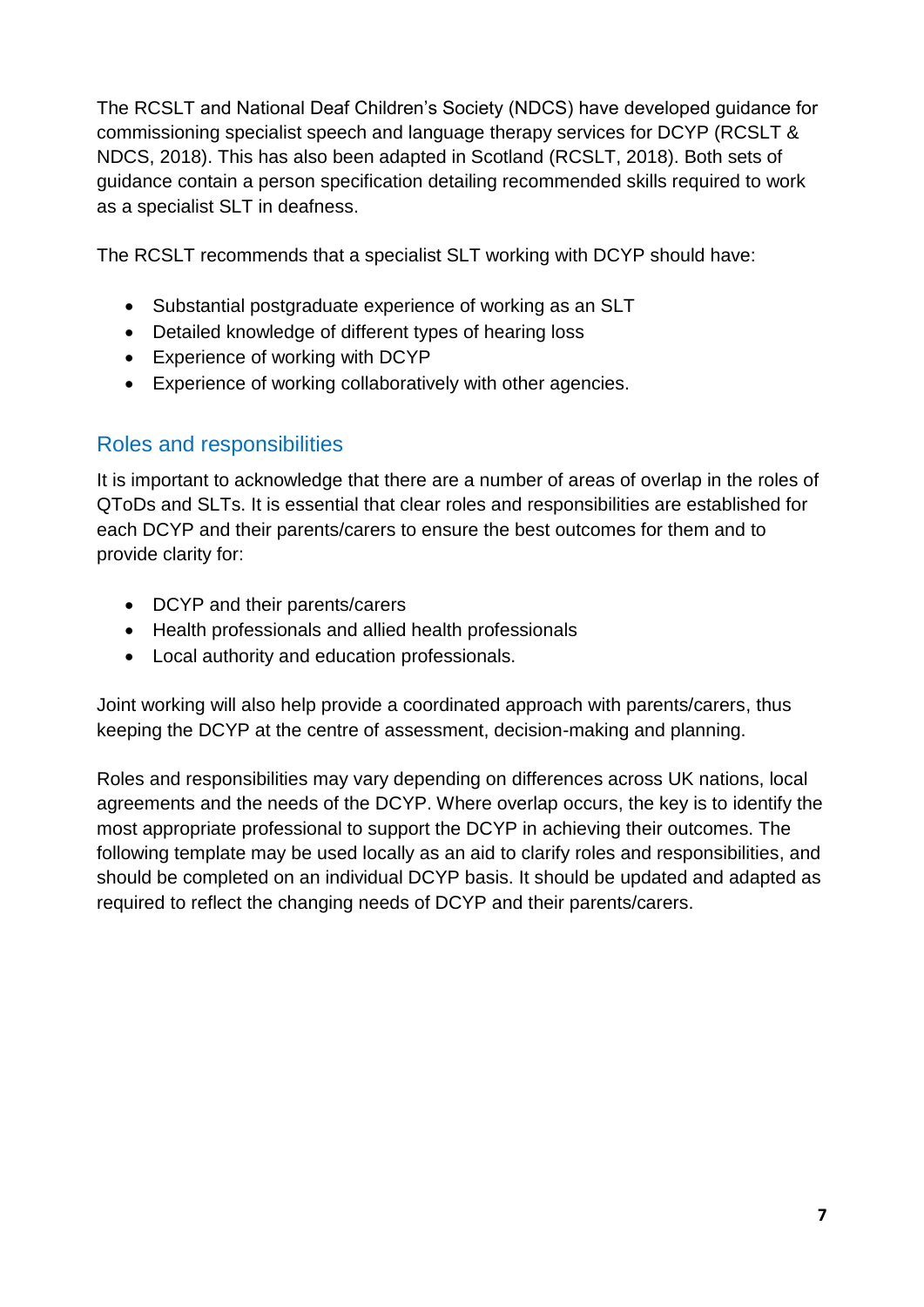The RCSLT and National Deaf Children's Society (NDCS) have developed guidance for commissioning specialist speech and language therapy services for DCYP (RCSLT & NDCS, 2018). This has also been adapted in Scotland (RCSLT, 2018). Both sets of guidance contain a person specification detailing recommended skills required to work as a specialist SLT in deafness.

The RCSLT recommends that a specialist SLT working with DCYP should have:

- Substantial postgraduate experience of working as an SLT
- Detailed knowledge of different types of hearing loss
- Experience of working with DCYP
- Experience of working collaboratively with other agencies.

## Roles and responsibilities

It is important to acknowledge that there are a number of areas of overlap in the roles of QToDs and SLTs. It is essential that clear roles and responsibilities are established for each DCYP and their parents/carers to ensure the best outcomes for them and to provide clarity for:

- DCYP and their parents/carers
- Health professionals and allied health professionals
- Local authority and education professionals.

Joint working will also help provide a coordinated approach with parents/carers, thus keeping the DCYP at the centre of assessment, decision-making and planning.

Roles and responsibilities may vary depending on differences across UK nations, local agreements and the needs of the DCYP. Where overlap occurs, the key is to identify the most appropriate professional to support the DCYP in achieving their outcomes. The following template may be used locally as an aid to clarify roles and responsibilities, and should be completed on an individual DCYP basis. It should be updated and adapted as required to reflect the changing needs of DCYP and their parents/carers.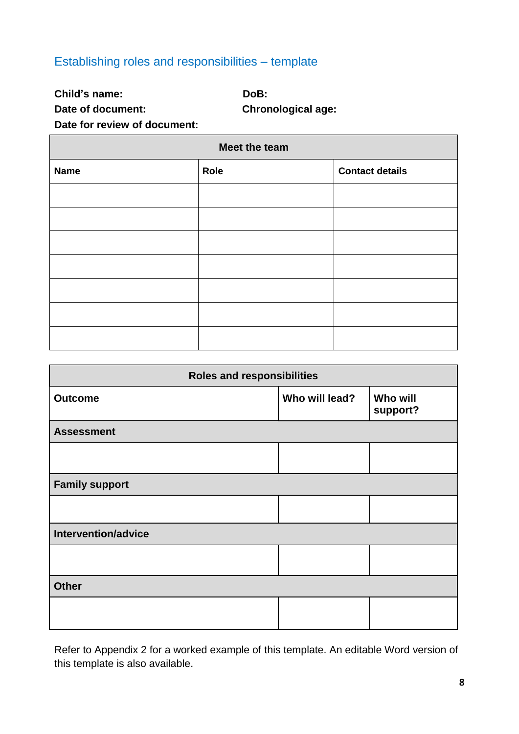## Establishing roles and responsibilities – template

**Child's name:** **DoB:**

**Date of document:** **Chronological age:**

**Date for review of document:**

| Meet the team | | |
|---|---|---|
| **Name** | **Role** | **Contact details** |
| | | |
| | | |
| | | |
| | | |
| | | |
| | | |
| | | |

| Roles and responsibilities | | |
|---|---|---|
| **Outcome** | **Who will lead?** | **Who will support?** |
| **Assessment** | | |
| | | |
| **Family support** | | |
| | | |
| **Intervention/advice** | | |
| | | |
| **Other** | | |
| | | |

Refer to Appendix 2 for a worked example of this template. An editable Word version of this template is also available.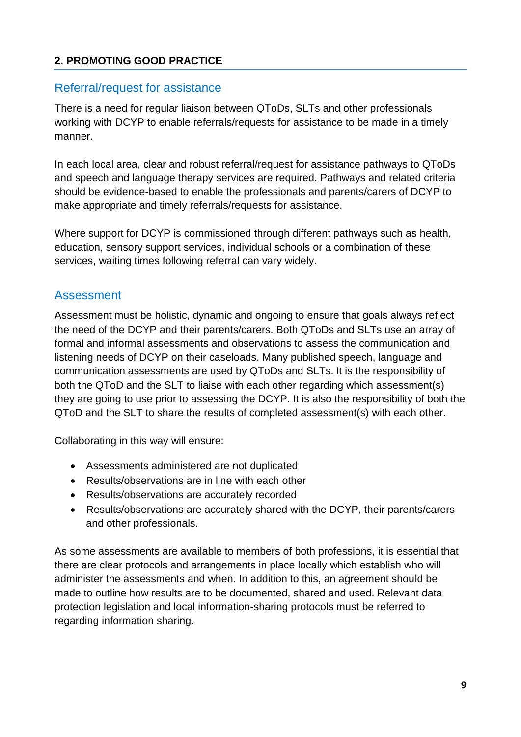## 2. PROMOTING GOOD PRACTICE

### Referral/request for assistance

There is a need for regular liaison between QToDs, SLTs and other professionals working with DCYP to enable referrals/requests for assistance to be made in a timely manner.

In each local area, clear and robust referral/request for assistance pathways to QToDs and speech and language therapy services are required. Pathways and related criteria should be evidence-based to enable the professionals and parents/carers of DCYP to make appropriate and timely referrals/requests for assistance.

Where support for DCYP is commissioned through different pathways such as health, education, sensory support services, individual schools or a combination of these services, waiting times following referral can vary widely.

### Assessment

Assessment must be holistic, dynamic and ongoing to ensure that goals always reflect the need of the DCYP and their parents/carers. Both QToDs and SLTs use an array of formal and informal assessments and observations to assess the communication and listening needs of DCYP on their caseloads. Many published speech, language and communication assessments are used by QToDs and SLTs. It is the responsibility of both the QToD and the SLT to liaise with each other regarding which assessment(s) they are going to use prior to assessing the DCYP. It is also the responsibility of both the QToD and the SLT to share the results of completed assessment(s) with each other.

Collaborating in this way will ensure:

- Assessments administered are not duplicated
- Results/observations are in line with each other
- Results/observations are accurately recorded
- Results/observations are accurately shared with the DCYP, their parents/carers and other professionals.

As some assessments are available to members of both professions, it is essential that there are clear protocols and arrangements in place locally which establish who will administer the assessments and when. In addition to this, an agreement should be made to outline how results are to be documented, shared and used. Relevant data protection legislation and local information-sharing protocols must be referred to regarding information sharing.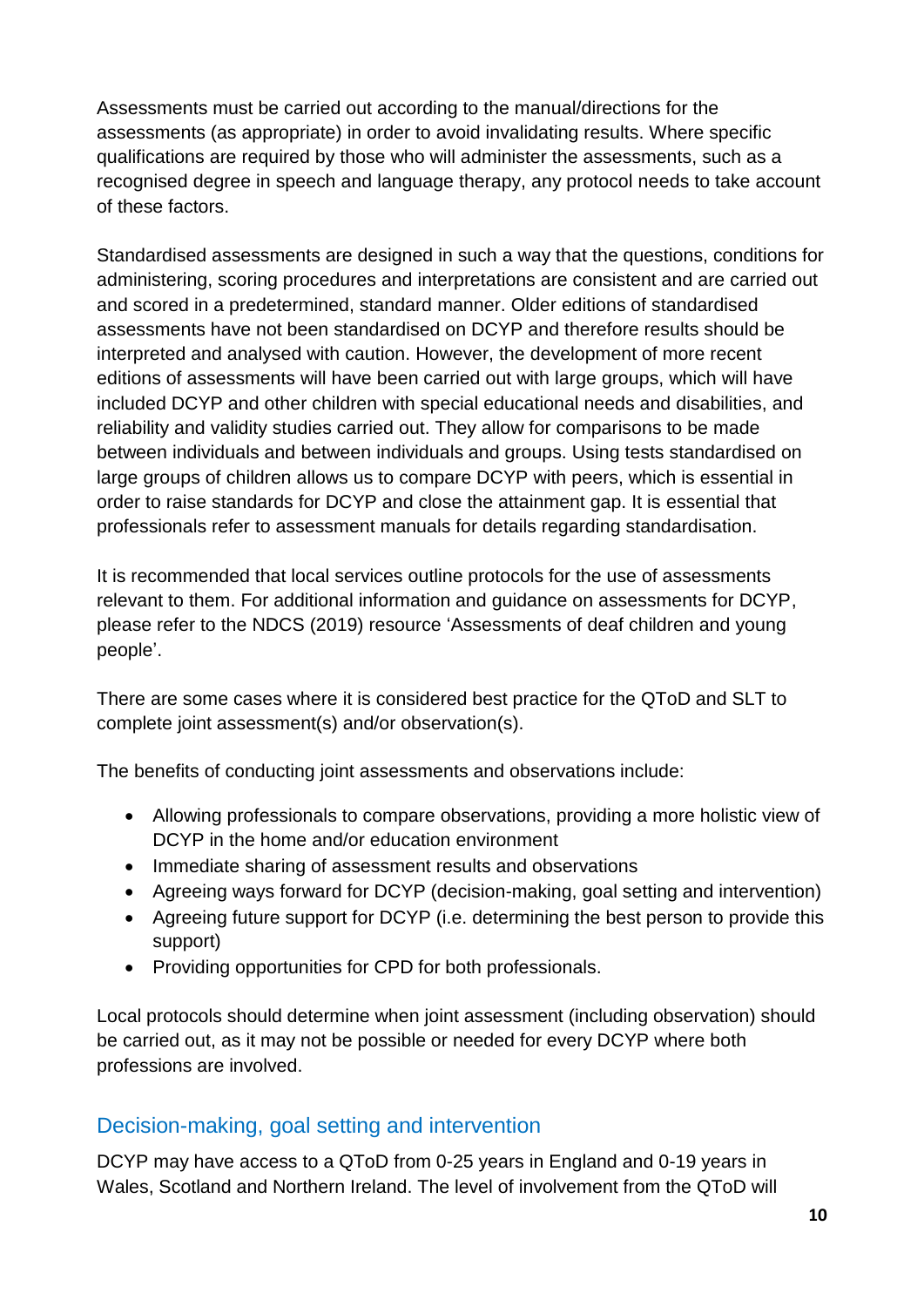Assessments must be carried out according to the manual/directions for the assessments (as appropriate) in order to avoid invalidating results. Where specific qualifications are required by those who will administer the assessments, such as a recognised degree in speech and language therapy, any protocol needs to take account of these factors.

Standardised assessments are designed in such a way that the questions, conditions for administering, scoring procedures and interpretations are consistent and are carried out and scored in a predetermined, standard manner. Older editions of standardised assessments have not been standardised on DCYP and therefore results should be interpreted and analysed with caution. However, the development of more recent editions of assessments will have been carried out with large groups, which will have included DCYP and other children with special educational needs and disabilities, and reliability and validity studies carried out. They allow for comparisons to be made between individuals and between individuals and groups. Using tests standardised on large groups of children allows us to compare DCYP with peers, which is essential in order to raise standards for DCYP and close the attainment gap. It is essential that professionals refer to assessment manuals for details regarding standardisation.

It is recommended that local services outline protocols for the use of assessments relevant to them. For additional information and guidance on assessments for DCYP, please refer to the NDCS (2019) resource 'Assessments of deaf children and young people'.

There are some cases where it is considered best practice for the QToD and SLT to complete joint assessment(s) and/or observation(s).

The benefits of conducting joint assessments and observations include:

- Allowing professionals to compare observations, providing a more holistic view of DCYP in the home and/or education environment
- Immediate sharing of assessment results and observations
- Agreeing ways forward for DCYP (decision-making, goal setting and intervention)
- Agreeing future support for DCYP (i.e. determining the best person to provide this support)
- Providing opportunities for CPD for both professionals.

Local protocols should determine when joint assessment (including observation) should be carried out, as it may not be possible or needed for every DCYP where both professions are involved.

## Decision-making, goal setting and intervention

DCYP may have access to a QToD from 0-25 years in England and 0-19 years in Wales, Scotland and Northern Ireland. The level of involvement from the QToD will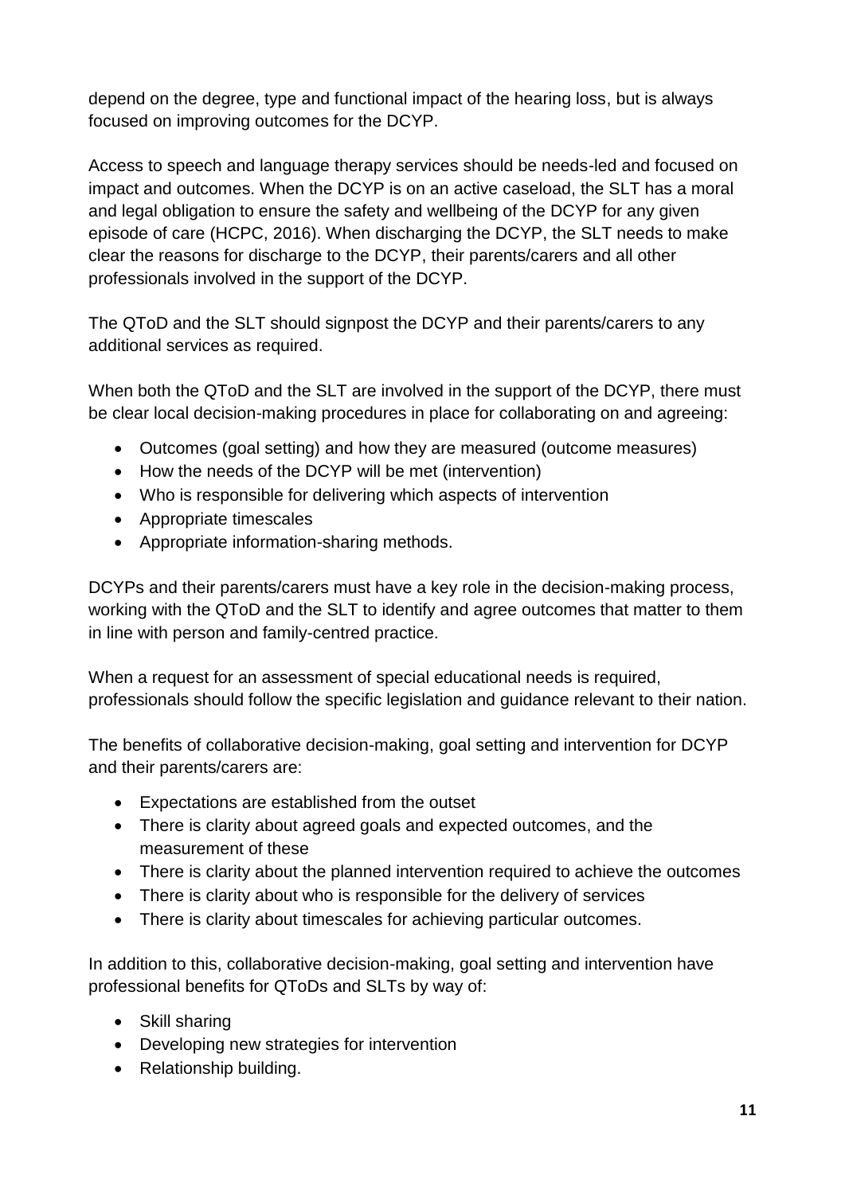depend on the degree, type and functional impact of the hearing loss, but is always focused on improving outcomes for the DCYP.

Access to speech and language therapy services should be needs-led and focused on impact and outcomes. When the DCYP is on an active caseload, the SLT has a moral and legal obligation to ensure the safety and wellbeing of the DCYP for any given episode of care (HCPC, 2016). When discharging the DCYP, the SLT needs to make clear the reasons for discharge to the DCYP, their parents/carers and all other professionals involved in the support of the DCYP.

The QToD and the SLT should signpost the DCYP and their parents/carers to any additional services as required.

When both the QToD and the SLT are involved in the support of the DCYP, there must be clear local decision-making procedures in place for collaborating on and agreeing:

- Outcomes (goal setting) and how they are measured (outcome measures)
- How the needs of the DCYP will be met (intervention)
- Who is responsible for delivering which aspects of intervention
- Appropriate timescales
- Appropriate information-sharing methods.

DCYPs and their parents/carers must have a key role in the decision-making process, working with the QToD and the SLT to identify and agree outcomes that matter to them in line with person and family-centred practice.

When a request for an assessment of special educational needs is required, professionals should follow the specific legislation and guidance relevant to their nation.

The benefits of collaborative decision-making, goal setting and intervention for DCYP and their parents/carers are:

- Expectations are established from the outset
- There is clarity about agreed goals and expected outcomes, and the measurement of these
- There is clarity about the planned intervention required to achieve the outcomes
- There is clarity about who is responsible for the delivery of services
- There is clarity about timescales for achieving particular outcomes.

In addition to this, collaborative decision-making, goal setting and intervention have professional benefits for QToDs and SLTs by way of:

- Skill sharing
- Developing new strategies for intervention
- Relationship building.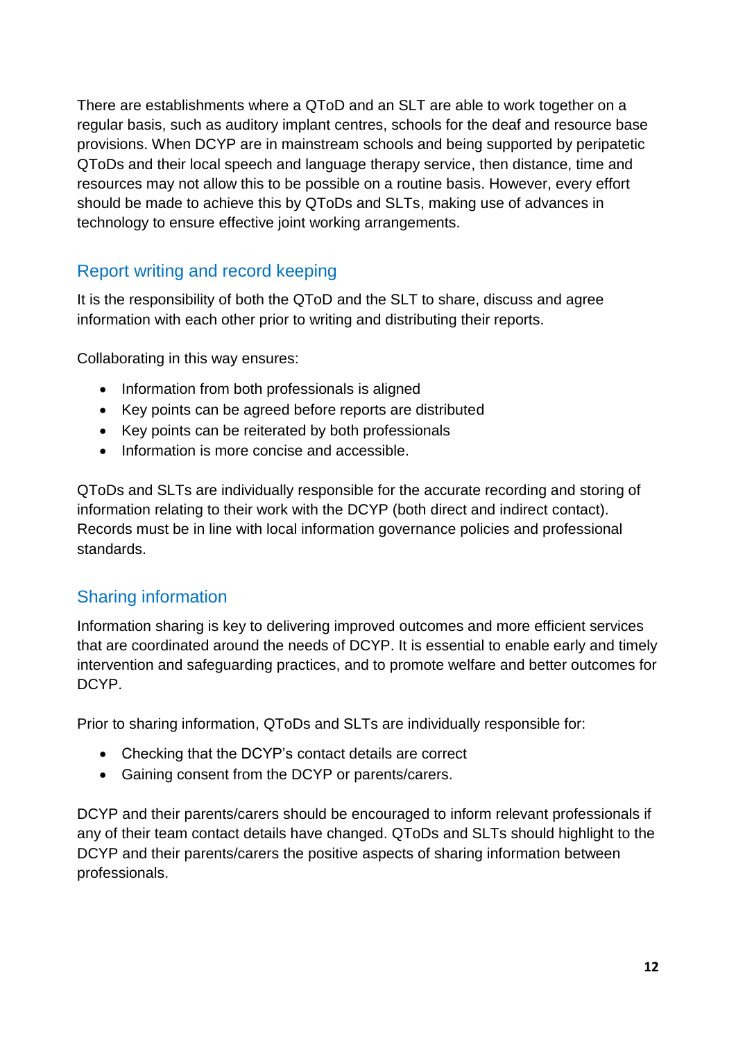There are establishments where a QToD and an SLT are able to work together on a regular basis, such as auditory implant centres, schools for the deaf and resource base provisions. When DCYP are in mainstream schools and being supported by peripatetic QToDs and their local speech and language therapy service, then distance, time and resources may not allow this to be possible on a routine basis. However, every effort should be made to achieve this by QToDs and SLTs, making use of advances in technology to ensure effective joint working arrangements.

## Report writing and record keeping

It is the responsibility of both the QToD and the SLT to share, discuss and agree information with each other prior to writing and distributing their reports.

Collaborating in this way ensures:

- Information from both professionals is aligned
- Key points can be agreed before reports are distributed
- Key points can be reiterated by both professionals
- Information is more concise and accessible.

QToDs and SLTs are individually responsible for the accurate recording and storing of information relating to their work with the DCYP (both direct and indirect contact). Records must be in line with local information governance policies and professional standards.

## Sharing information

Information sharing is key to delivering improved outcomes and more efficient services that are coordinated around the needs of DCYP. It is essential to enable early and timely intervention and safeguarding practices, and to promote welfare and better outcomes for DCYP.

Prior to sharing information, QToDs and SLTs are individually responsible for:

- Checking that the DCYP's contact details are correct
- Gaining consent from the DCYP or parents/carers.

DCYP and their parents/carers should be encouraged to inform relevant professionals if any of their team contact details have changed. QToDs and SLTs should highlight to the DCYP and their parents/carers the positive aspects of sharing information between professionals.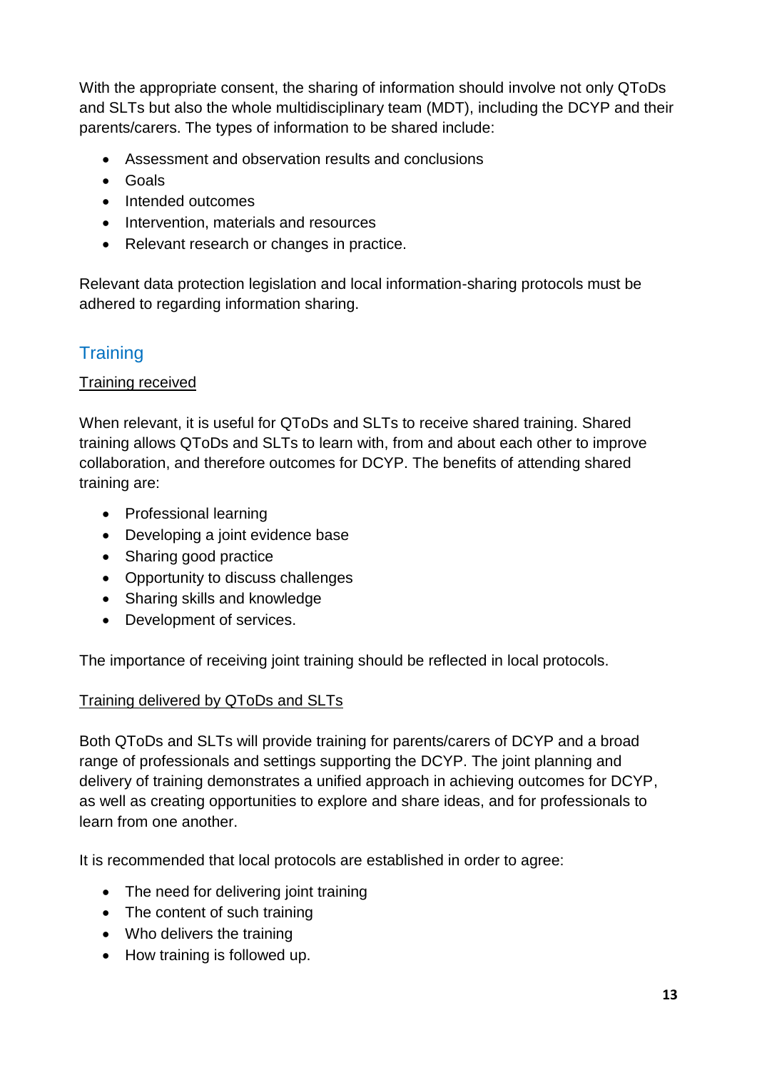With the appropriate consent, the sharing of information should involve not only QToDs and SLTs but also the whole multidisciplinary team (MDT), including the DCYP and their parents/carers. The types of information to be shared include:

- Assessment and observation results and conclusions
- Goals
- Intended outcomes
- Intervention, materials and resources
- Relevant research or changes in practice.

Relevant data protection legislation and local information-sharing protocols must be adhered to regarding information sharing.

## Training

### Training received

When relevant, it is useful for QToDs and SLTs to receive shared training. Shared training allows QToDs and SLTs to learn with, from and about each other to improve collaboration, and therefore outcomes for DCYP. The benefits of attending shared training are:

- Professional learning
- Developing a joint evidence base
- Sharing good practice
- Opportunity to discuss challenges
- Sharing skills and knowledge
- Development of services.

The importance of receiving joint training should be reflected in local protocols.

### Training delivered by QToDs and SLTs

Both QToDs and SLTs will provide training for parents/carers of DCYP and a broad range of professionals and settings supporting the DCYP. The joint planning and delivery of training demonstrates a unified approach in achieving outcomes for DCYP, as well as creating opportunities to explore and share ideas, and for professionals to learn from one another.

It is recommended that local protocols are established in order to agree:

- The need for delivering joint training
- The content of such training
- Who delivers the training
- How training is followed up.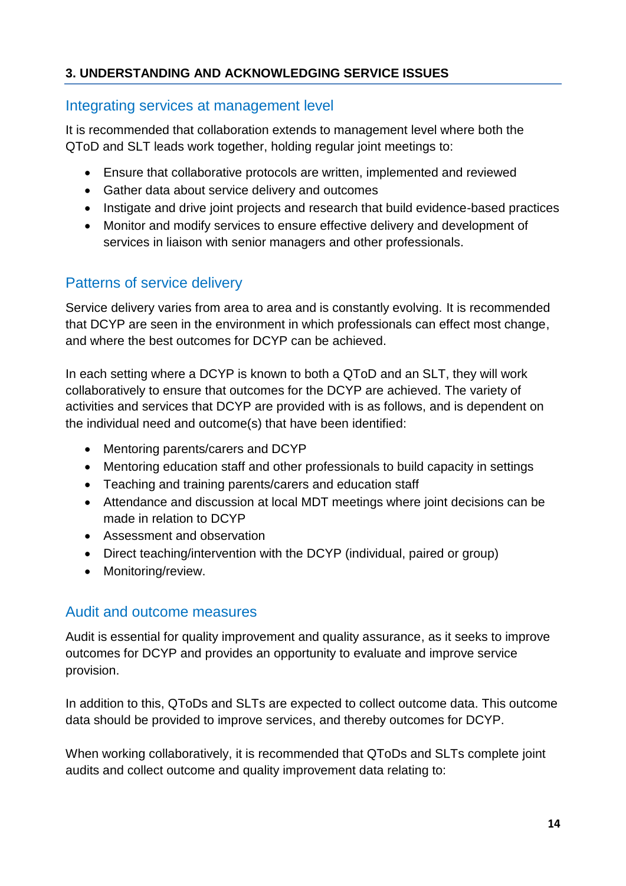## 3. UNDERSTANDING AND ACKNOWLEDGING SERVICE ISSUES

### Integrating services at management level

It is recommended that collaboration extends to management level where both the QToD and SLT leads work together, holding regular joint meetings to:

- Ensure that collaborative protocols are written, implemented and reviewed
- Gather data about service delivery and outcomes
- Instigate and drive joint projects and research that build evidence-based practices
- Monitor and modify services to ensure effective delivery and development of services in liaison with senior managers and other professionals.

### Patterns of service delivery

Service delivery varies from area to area and is constantly evolving. It is recommended that DCYP are seen in the environment in which professionals can effect most change, and where the best outcomes for DCYP can be achieved.

In each setting where a DCYP is known to both a QToD and an SLT, they will work collaboratively to ensure that outcomes for the DCYP are achieved. The variety of activities and services that DCYP are provided with is as follows, and is dependent on the individual need and outcome(s) that have been identified:

- Mentoring parents/carers and DCYP
- Mentoring education staff and other professionals to build capacity in settings
- Teaching and training parents/carers and education staff
- Attendance and discussion at local MDT meetings where joint decisions can be made in relation to DCYP
- Assessment and observation
- Direct teaching/intervention with the DCYP (individual, paired or group)
- Monitoring/review.

### Audit and outcome measures

Audit is essential for quality improvement and quality assurance, as it seeks to improve outcomes for DCYP and provides an opportunity to evaluate and improve service provision.

In addition to this, QToDs and SLTs are expected to collect outcome data. This outcome data should be provided to improve services, and thereby outcomes for DCYP.

When working collaboratively, it is recommended that QToDs and SLTs complete joint audits and collect outcome and quality improvement data relating to: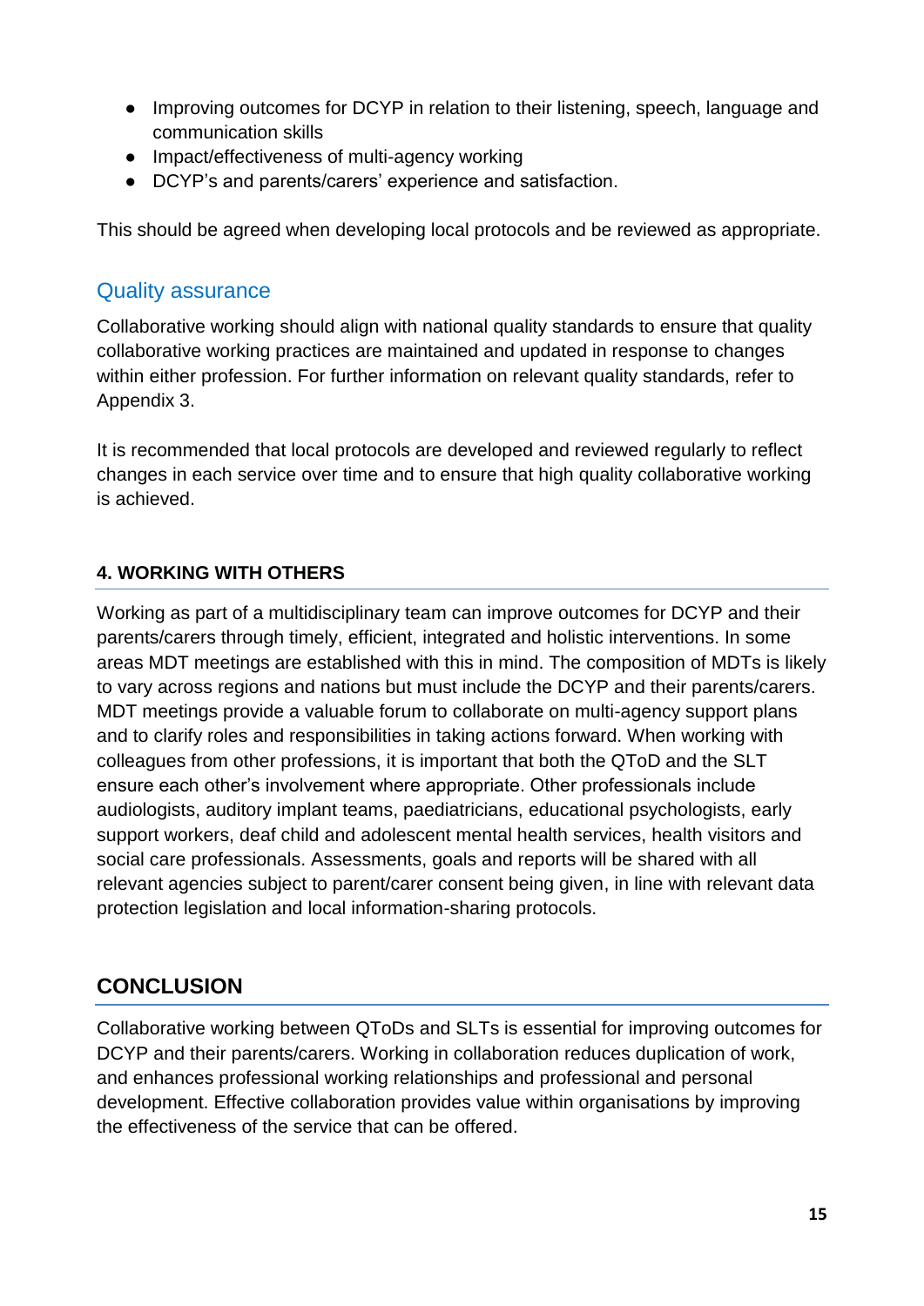- Improving outcomes for DCYP in relation to their listening, speech, language and communication skills
- Impact/effectiveness of multi-agency working
- DCYP's and parents/carers' experience and satisfaction.

This should be agreed when developing local protocols and be reviewed as appropriate.

### Quality assurance

Collaborative working should align with national quality standards to ensure that quality collaborative working practices are maintained and updated in response to changes within either profession. For further information on relevant quality standards, refer to Appendix 3.

It is recommended that local protocols are developed and reviewed regularly to reflect changes in each service over time and to ensure that high quality collaborative working is achieved.

## 4. WORKING WITH OTHERS

Working as part of a multidisciplinary team can improve outcomes for DCYP and their parents/carers through timely, efficient, integrated and holistic interventions. In some areas MDT meetings are established with this in mind. The composition of MDTs is likely to vary across regions and nations but must include the DCYP and their parents/carers. MDT meetings provide a valuable forum to collaborate on multi-agency support plans and to clarify roles and responsibilities in taking actions forward. When working with colleagues from other professions, it is important that both the QToD and the SLT ensure each other's involvement where appropriate. Other professionals include audiologists, auditory implant teams, paediatricians, educational psychologists, early support workers, deaf child and adolescent mental health services, health visitors and social care professionals. Assessments, goals and reports will be shared with all relevant agencies subject to parent/carer consent being given, in line with relevant data protection legislation and local information-sharing protocols.

## CONCLUSION

Collaborative working between QToDs and SLTs is essential for improving outcomes for DCYP and their parents/carers. Working in collaboration reduces duplication of work, and enhances professional working relationships and professional and personal development. Effective collaboration provides value within organisations by improving the effectiveness of the service that can be offered.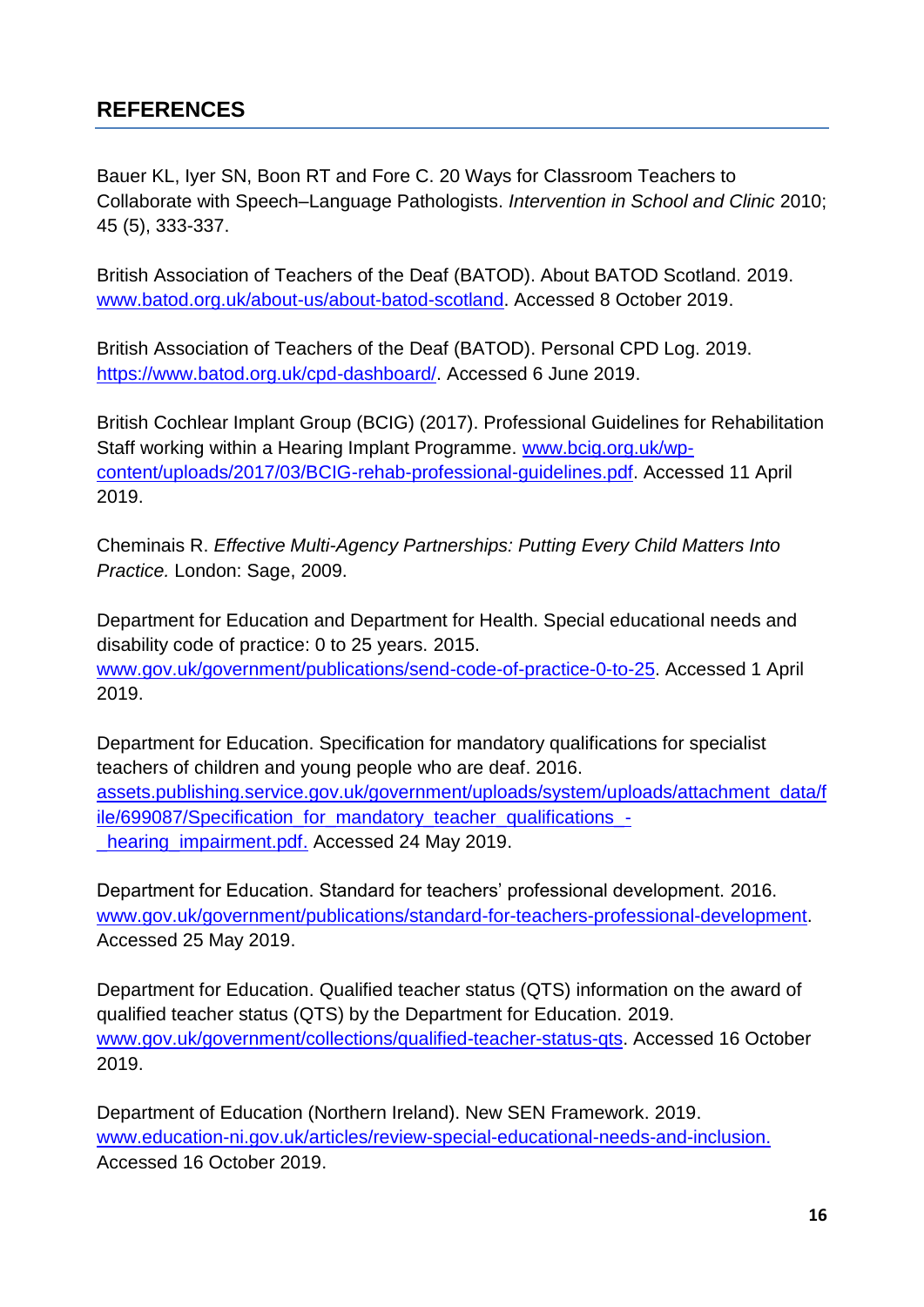## REFERENCES

Bauer KL, Iyer SN, Boon RT and Fore C. 20 Ways for Classroom Teachers to Collaborate with Speech–Language Pathologists. *Intervention in School and Clinic* 2010; 45 (5), 333-337.

British Association of Teachers of the Deaf (BATOD). About BATOD Scotland. 2019. www.batod.org.uk/about-us/about-batod-scotland. Accessed 8 October 2019.

British Association of Teachers of the Deaf (BATOD). Personal CPD Log. 2019. https://www.batod.org.uk/cpd-dashboard/. Accessed 6 June 2019.

British Cochlear Implant Group (BCIG) (2017). Professional Guidelines for Rehabilitation Staff working within a Hearing Implant Programme. www.bcig.org.uk/wp-content/uploads/2017/03/BCIG-rehab-professional-guidelines.pdf. Accessed 11 April 2019.

Cheminais R. *Effective Multi-Agency Partnerships: Putting Every Child Matters Into Practice.* London: Sage, 2009.

Department for Education and Department for Health. Special educational needs and disability code of practice: 0 to 25 years. 2015. www.gov.uk/government/publications/send-code-of-practice-0-to-25. Accessed 1 April 2019.

Department for Education. Specification for mandatory qualifications for specialist teachers of children and young people who are deaf. 2016. assets.publishing.service.gov.uk/government/uploads/system/uploads/attachment_data/file/699087/Specification_for_mandatory_teacher_qualifications_-_hearing_impairment.pdf. Accessed 24 May 2019.

Department for Education. Standard for teachers' professional development. 2016. www.gov.uk/government/publications/standard-for-teachers-professional-development. Accessed 25 May 2019.

Department for Education. Qualified teacher status (QTS) information on the award of qualified teacher status (QTS) by the Department for Education. 2019. www.gov.uk/government/collections/qualified-teacher-status-qts. Accessed 16 October 2019.

Department of Education (Northern Ireland). New SEN Framework. 2019. www.education-ni.gov.uk/articles/review-special-educational-needs-and-inclusion. Accessed 16 October 2019.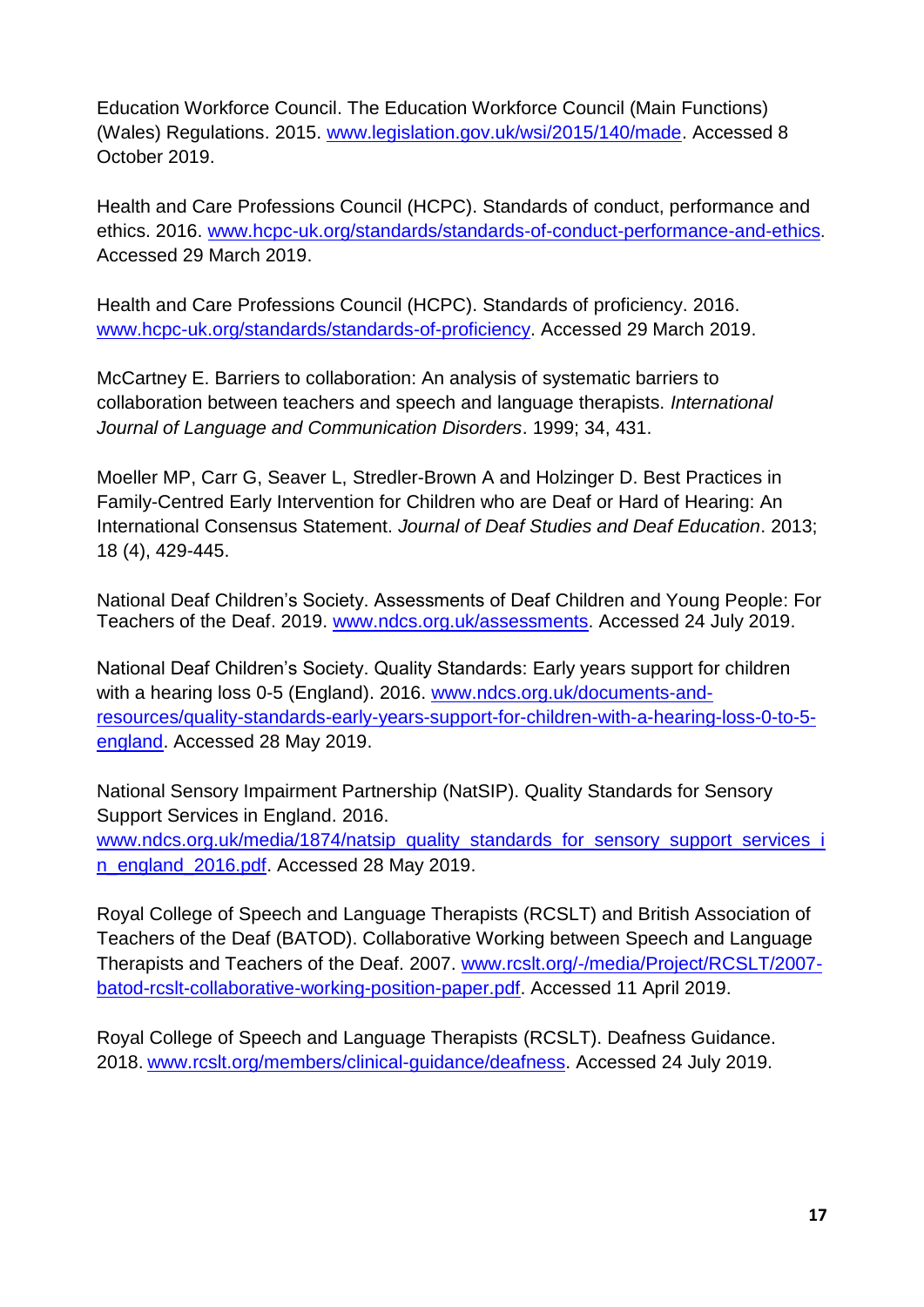Education Workforce Council. The Education Workforce Council (Main Functions) (Wales) Regulations. 2015. www.legislation.gov.uk/wsi/2015/140/made. Accessed 8 October 2019.

Health and Care Professions Council (HCPC). Standards of conduct, performance and ethics. 2016. www.hcpc-uk.org/standards/standards-of-conduct-performance-and-ethics. Accessed 29 March 2019.

Health and Care Professions Council (HCPC). Standards of proficiency. 2016. www.hcpc-uk.org/standards/standards-of-proficiency. Accessed 29 March 2019.

McCartney E. Barriers to collaboration: An analysis of systematic barriers to collaboration between teachers and speech and language therapists. *International Journal of Language and Communication Disorders*. 1999; 34, 431.

Moeller MP, Carr G, Seaver L, Stredler-Brown A and Holzinger D. Best Practices in Family-Centred Early Intervention for Children who are Deaf or Hard of Hearing: An International Consensus Statement. *Journal of Deaf Studies and Deaf Education*. 2013; 18 (4), 429-445.

National Deaf Children's Society. Assessments of Deaf Children and Young People: For Teachers of the Deaf. 2019. www.ndcs.org.uk/assessments. Accessed 24 July 2019.

National Deaf Children's Society. Quality Standards: Early years support for children with a hearing loss 0-5 (England). 2016. www.ndcs.org.uk/documents-and-resources/quality-standards-early-years-support-for-children-with-a-hearing-loss-0-to-5-england. Accessed 28 May 2019.

National Sensory Impairment Partnership (NatSIP). Quality Standards for Sensory Support Services in England. 2016. www.ndcs.org.uk/media/1874/natsip_quality_standards_for_sensory_support_services_in_england_2016.pdf. Accessed 28 May 2019.

Royal College of Speech and Language Therapists (RCSLT) and British Association of Teachers of the Deaf (BATOD). Collaborative Working between Speech and Language Therapists and Teachers of the Deaf. 2007. www.rcslt.org/-/media/Project/RCSLT/2007-batod-rcslt-collaborative-working-position-paper.pdf. Accessed 11 April 2019.

Royal College of Speech and Language Therapists (RCSLT). Deafness Guidance. 2018. www.rcslt.org/members/clinical-guidance/deafness. Accessed 24 July 2019.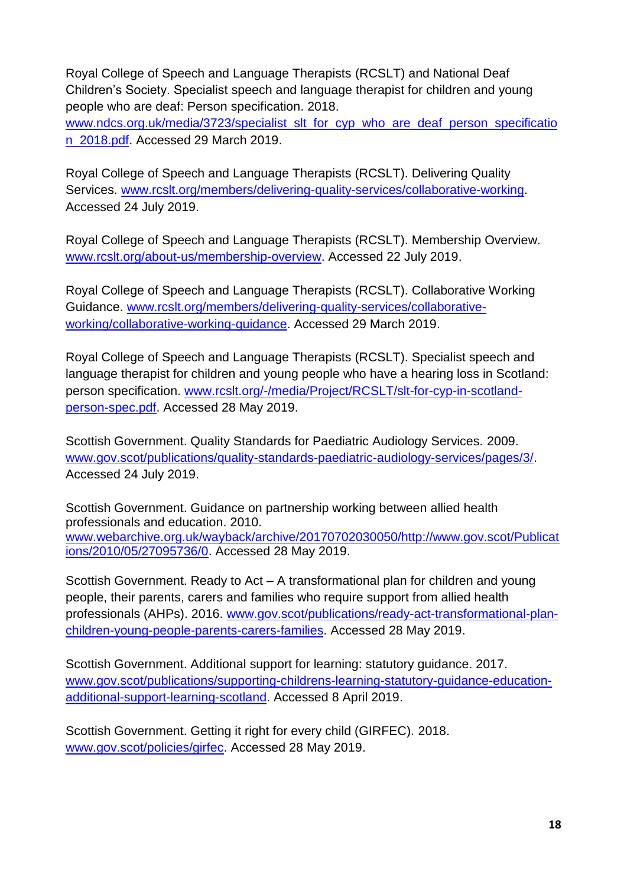Royal College of Speech and Language Therapists (RCSLT) and National Deaf Children's Society. Specialist speech and language therapist for children and young people who are deaf: Person specification. 2018. www.ndcs.org.uk/media/3723/specialist_slt_for_cyp_who_are_deaf_person_specification_2018.pdf. Accessed 29 March 2019.

Royal College of Speech and Language Therapists (RCSLT). Delivering Quality Services. www.rcslt.org/members/delivering-quality-services/collaborative-working. Accessed 24 July 2019.

Royal College of Speech and Language Therapists (RCSLT). Membership Overview. www.rcslt.org/about-us/membership-overview. Accessed 22 July 2019.

Royal College of Speech and Language Therapists (RCSLT). Collaborative Working Guidance. www.rcslt.org/members/delivering-quality-services/collaborative-working/collaborative-working-guidance. Accessed 29 March 2019.

Royal College of Speech and Language Therapists (RCSLT). Specialist speech and language therapist for children and young people who have a hearing loss in Scotland: person specification. www.rcslt.org/-/media/Project/RCSLT/slt-for-cyp-in-scotland-person-spec.pdf. Accessed 28 May 2019.

Scottish Government. Quality Standards for Paediatric Audiology Services. 2009. www.gov.scot/publications/quality-standards-paediatric-audiology-services/pages/3/. Accessed 24 July 2019.

Scottish Government. Guidance on partnership working between allied health professionals and education. 2010. www.webarchive.org.uk/wayback/archive/20170702030050/http://www.gov.scot/Publications/2010/05/27095736/0. Accessed 28 May 2019.

Scottish Government. Ready to Act – A transformational plan for children and young people, their parents, carers and families who require support from allied health professionals (AHPs). 2016. www.gov.scot/publications/ready-act-transformational-plan-children-young-people-parents-carers-families. Accessed 28 May 2019.

Scottish Government. Additional support for learning: statutory guidance. 2017. www.gov.scot/publications/supporting-childrens-learning-statutory-guidance-education-additional-support-learning-scotland. Accessed 8 April 2019.

Scottish Government. Getting it right for every child (GIRFEC). 2018. www.gov.scot/policies/girfec. Accessed 28 May 2019.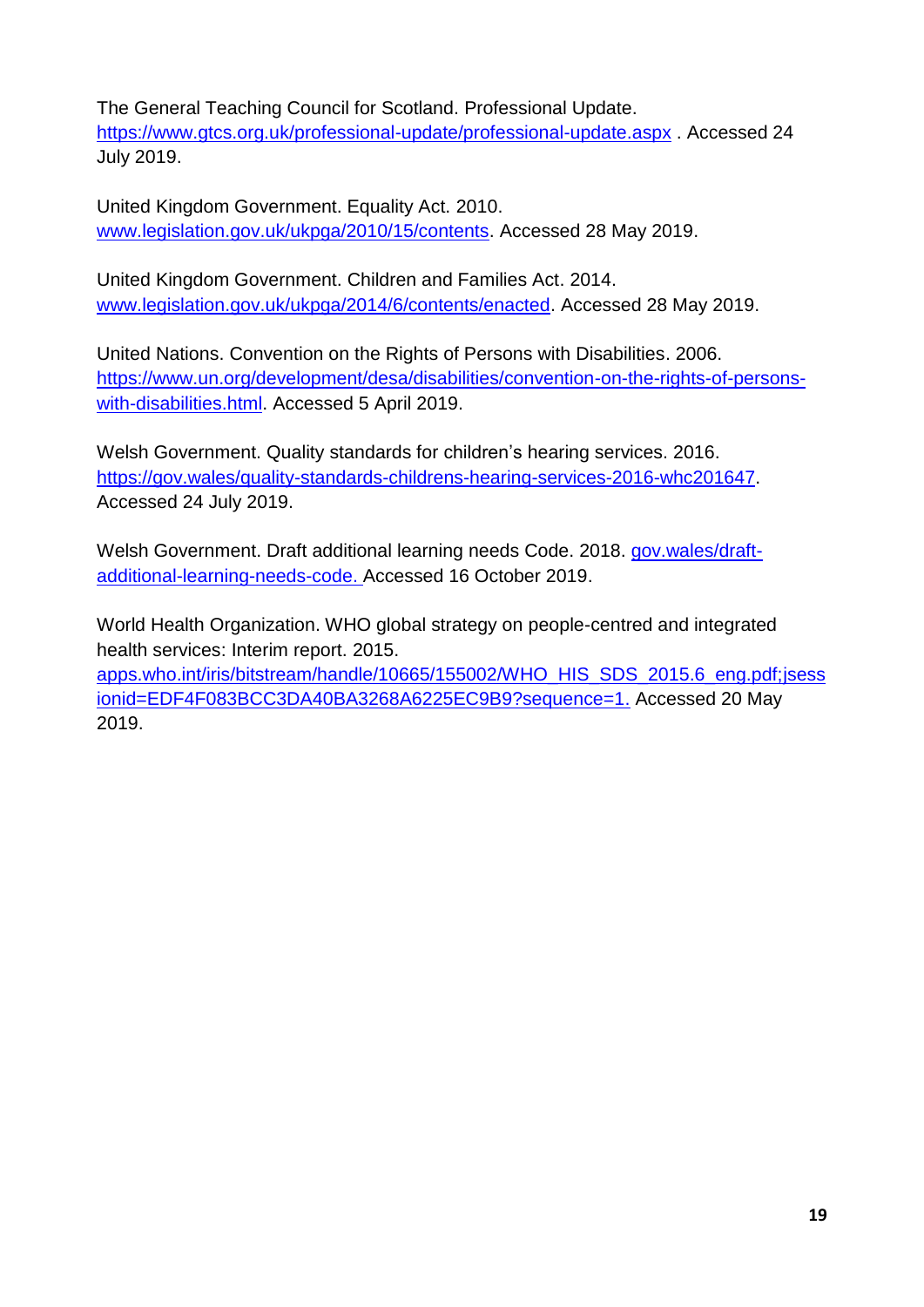The General Teaching Council for Scotland. Professional Update. https://www.gtcs.org.uk/professional-update/professional-update.aspx . Accessed 24 July 2019.

United Kingdom Government. Equality Act. 2010. www.legislation.gov.uk/ukpga/2010/15/contents. Accessed 28 May 2019.

United Kingdom Government. Children and Families Act. 2014. www.legislation.gov.uk/ukpga/2014/6/contents/enacted. Accessed 28 May 2019.

United Nations. Convention on the Rights of Persons with Disabilities. 2006. https://www.un.org/development/desa/disabilities/convention-on-the-rights-of-persons-with-disabilities.html. Accessed 5 April 2019.

Welsh Government. Quality standards for children's hearing services. 2016. https://gov.wales/quality-standards-childrens-hearing-services-2016-whc201647. Accessed 24 July 2019.

Welsh Government. Draft additional learning needs Code. 2018. gov.wales/draft-additional-learning-needs-code. Accessed 16 October 2019.

World Health Organization. WHO global strategy on people-centred and integrated health services: Interim report. 2015. apps.who.int/iris/bitstream/handle/10665/155002/WHO_HIS_SDS_2015.6_eng.pdf;jsessionid=EDF4F083BCC3DA40BA3268A6225EC9B9?sequence=1. Accessed 20 May 2019.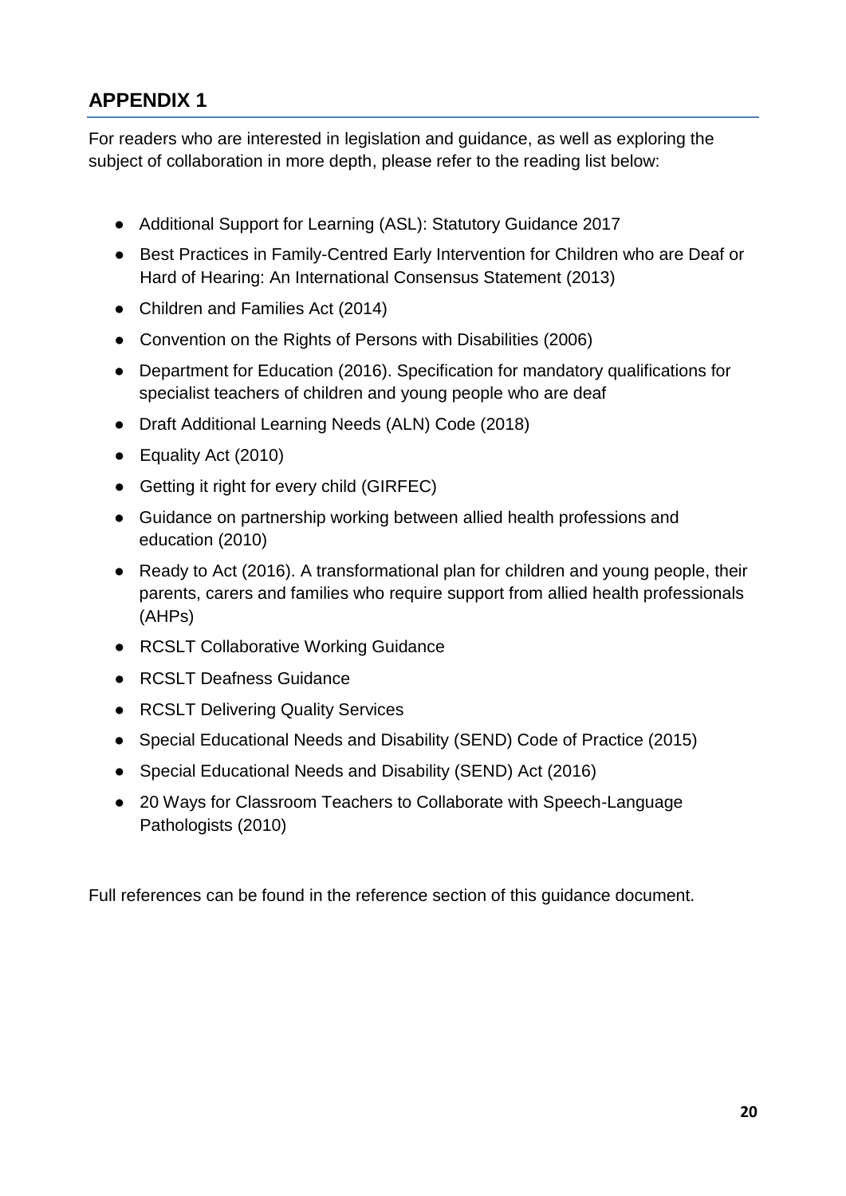## APPENDIX 1

For readers who are interested in legislation and guidance, as well as exploring the subject of collaboration in more depth, please refer to the reading list below:

- Additional Support for Learning (ASL): Statutory Guidance 2017
- Best Practices in Family-Centred Early Intervention for Children who are Deaf or Hard of Hearing: An International Consensus Statement (2013)
- Children and Families Act (2014)
- Convention on the Rights of Persons with Disabilities (2006)
- Department for Education (2016). Specification for mandatory qualifications for specialist teachers of children and young people who are deaf
- Draft Additional Learning Needs (ALN) Code (2018)
- Equality Act (2010)
- Getting it right for every child (GIRFEC)
- Guidance on partnership working between allied health professions and education (2010)
- Ready to Act (2016). A transformational plan for children and young people, their parents, carers and families who require support from allied health professionals (AHPs)
- RCSLT Collaborative Working Guidance
- RCSLT Deafness Guidance
- RCSLT Delivering Quality Services
- Special Educational Needs and Disability (SEND) Code of Practice (2015)
- Special Educational Needs and Disability (SEND) Act (2016)
- 20 Ways for Classroom Teachers to Collaborate with Speech-Language Pathologists (2010)

Full references can be found in the reference section of this guidance document.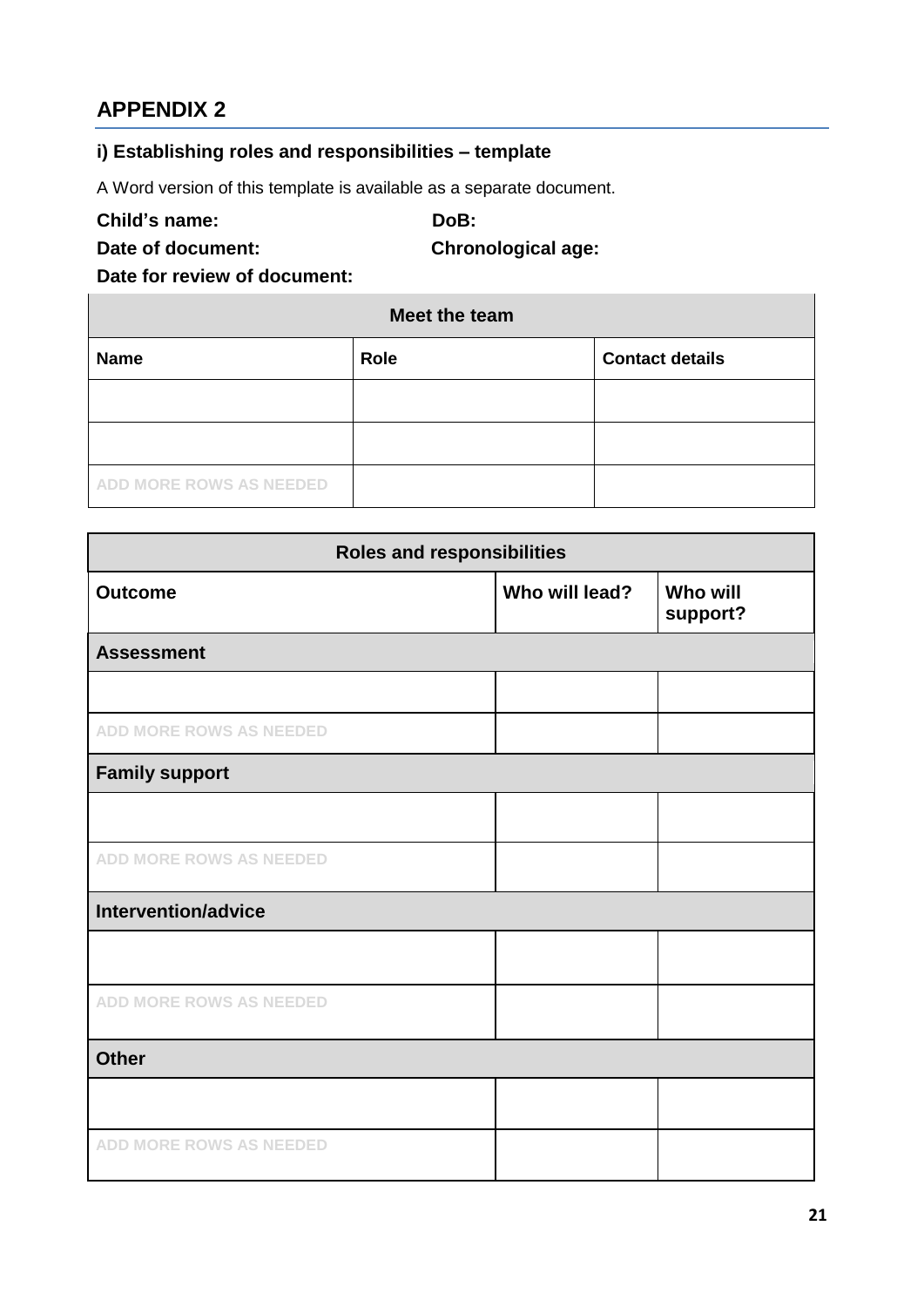## APPENDIX 2

### i) Establishing roles and responsibilities – template

A Word version of this template is available as a separate document.

**Child's name:** **DoB:**

**Date of document:** **Chronological age:**

**Date for review of document:**

| Meet the team | | |
|---|---|---|
| **Name** | **Role** | **Contact details** |
| | | |
| | | |
| ADD MORE ROWS AS NEEDED | | |

| Roles and responsibilities | | |
|---|---|---|
| **Outcome** | **Who will lead?** | **Who will support?** |
| **Assessment** | | |
| | | |
| ADD MORE ROWS AS NEEDED | | |
| **Family support** | | |
| | | |
| ADD MORE ROWS AS NEEDED | | |
| **Intervention/advice** | | |
| | | |
| ADD MORE ROWS AS NEEDED | | |
| **Other** | | |
| | | |
| ADD MORE ROWS AS NEEDED | | |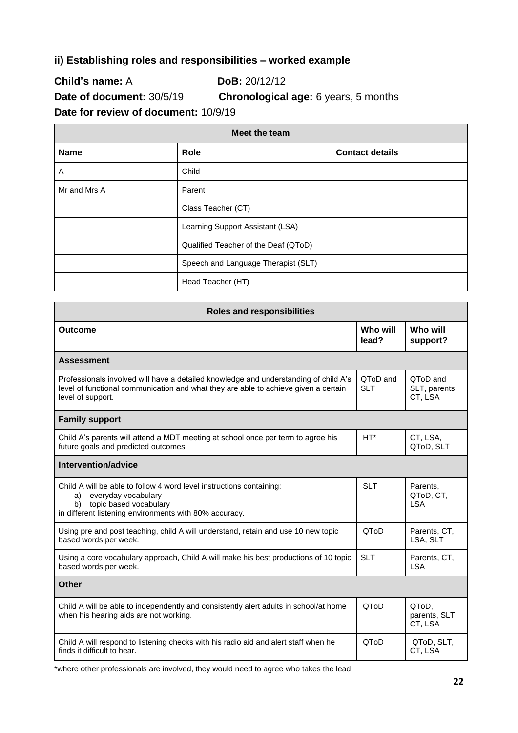## ii) Establishing roles and responsibilities – worked example

**Child's name:** A **DoB:** 20/12/12

**Date of document:** 30/5/19 **Chronological age:** 6 years, 5 months

**Date for review of document:** 10/9/19

| Meet the team | | |
|---|---|---|
| **Name** | **Role** | **Contact details** |
| A | Child | |
| Mr and Mrs A | Parent | |
| | Class Teacher (CT) | |
| | Learning Support Assistant (LSA) | |
| | Qualified Teacher of the Deaf (QToD) | |
| | Speech and Language Therapist (SLT) | |
| | Head Teacher (HT) | |

| Roles and responsibilities | | |
|---|---|---|
| **Outcome** | **Who will lead?** | **Who will support?** |
| **Assessment** | | |
| Professionals involved will have a detailed knowledge and understanding of child A's level of functional communication and what they are able to achieve given a certain level of support. | QToD and SLT | QToD and SLT, parents, CT, LSA |
| **Family support** | | |
| Child A's parents will attend a MDT meeting at school once per term to agree his future goals and predicted outcomes | HT* | CT, LSA, QToD, SLT |
| **Intervention/advice** | | |
| Child A will be able to follow 4 word level instructions containing: a) everyday vocabulary b) topic based vocabulary in different listening environments with 80% accuracy. | SLT | Parents, QToD, CT, LSA |
| Using pre and post teaching, child A will understand, retain and use 10 new topic based words per week. | QToD | Parents, CT, LSA, SLT |
| Using a core vocabulary approach, Child A will make his best productions of 10 topic based words per week. | SLT | Parents, CT, LSA |
| **Other** | | |
| Child A will be able to independently and consistently alert adults in school/at home when his hearing aids are not working. | QToD | QToD, parents, SLT, CT, LSA |
| Child A will respond to listening checks with his radio aid and alert staff when he finds it difficult to hear. | QToD | QToD, SLT, CT, LSA |

*where other professionals are involved, they would need to agree who takes the lead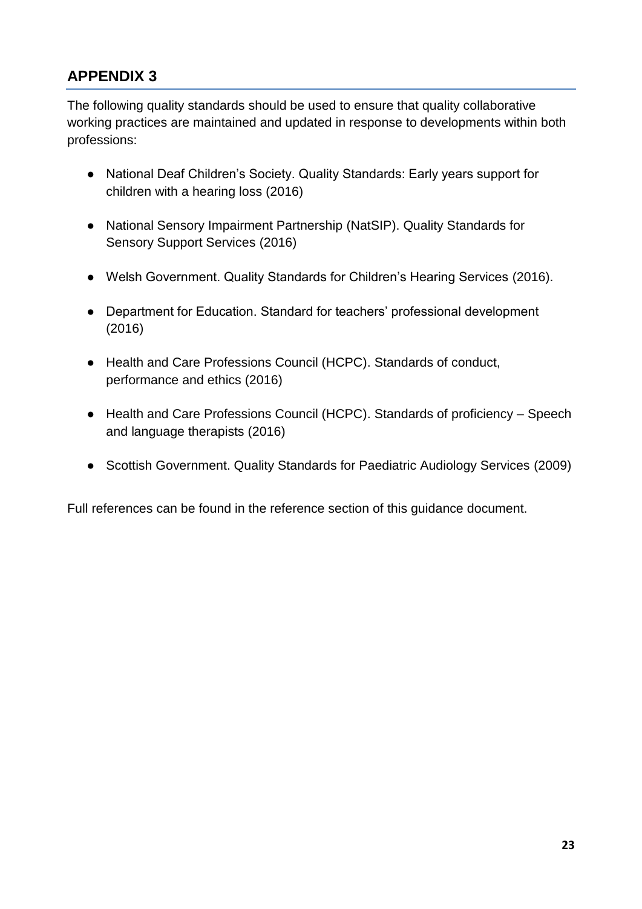## APPENDIX 3

The following quality standards should be used to ensure that quality collaborative working practices are maintained and updated in response to developments within both professions:

- National Deaf Children's Society. Quality Standards: Early years support for children with a hearing loss (2016)
- National Sensory Impairment Partnership (NatSIP). Quality Standards for Sensory Support Services (2016)
- Welsh Government. Quality Standards for Children's Hearing Services (2016).
- Department for Education. Standard for teachers' professional development (2016)
- Health and Care Professions Council (HCPC). Standards of conduct, performance and ethics (2016)
- Health and Care Professions Council (HCPC). Standards of proficiency – Speech and language therapists (2016)
- Scottish Government. Quality Standards for Paediatric Audiology Services (2009)

Full references can be found in the reference section of this guidance document.